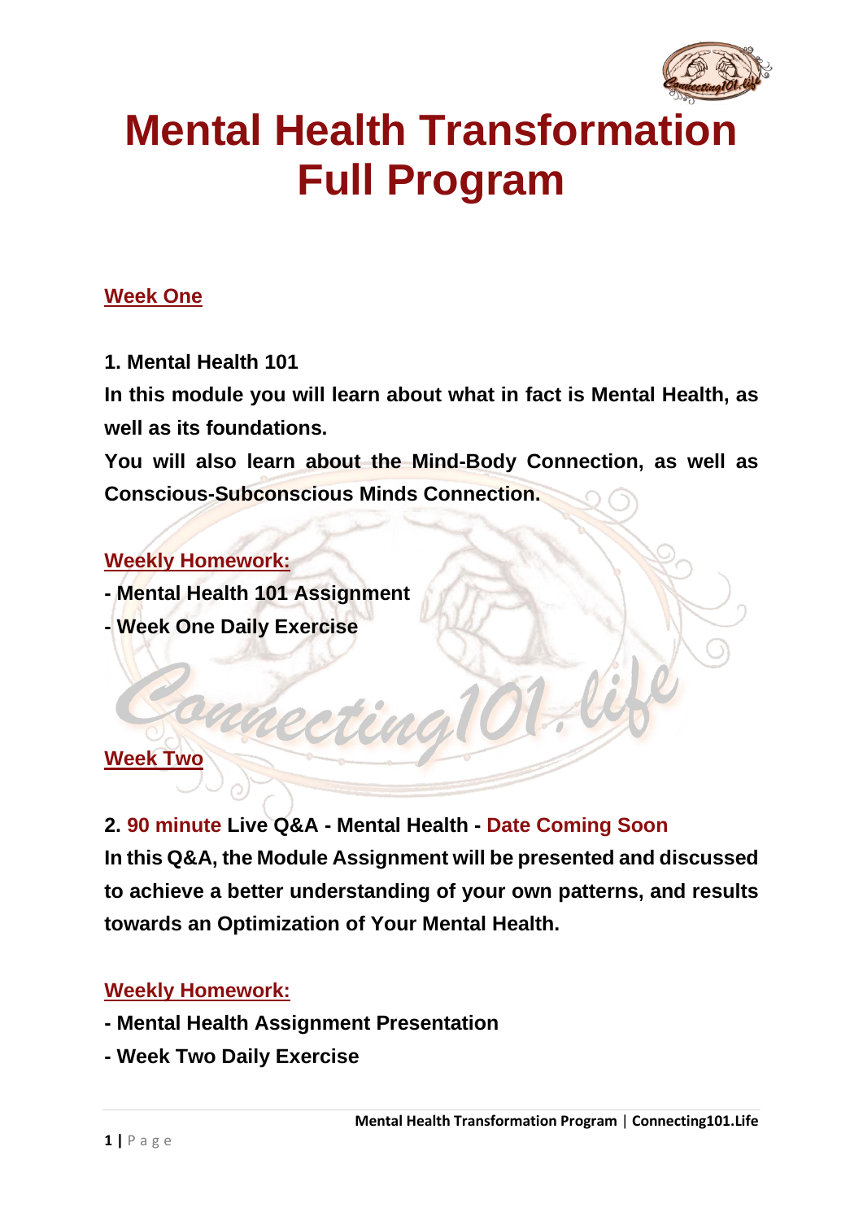# Mental Health Transformation Full Program

## Week One

**1. Mental Health 101**

**In this module you will learn about what in fact is Mental Health, as well as its foundations.**

**You will also learn about the Mind-Body Connection, as well as Conscious-Subconscious Minds Connection.**

**Weekly Homework:**

- **Mental Health 101 Assignment**
- **Week One Daily Exercise**

## Week Two

**2. 90 minute Live Q&A - Mental Health - Date Coming Soon**

**In this Q&A, the Module Assignment will be presented and discussed to achieve a better understanding of your own patterns, and results towards an Optimization of Your Mental Health.**

**Weekly Homework:**

- **Mental Health Assignment Presentation**
- **Week Two Daily Exercise**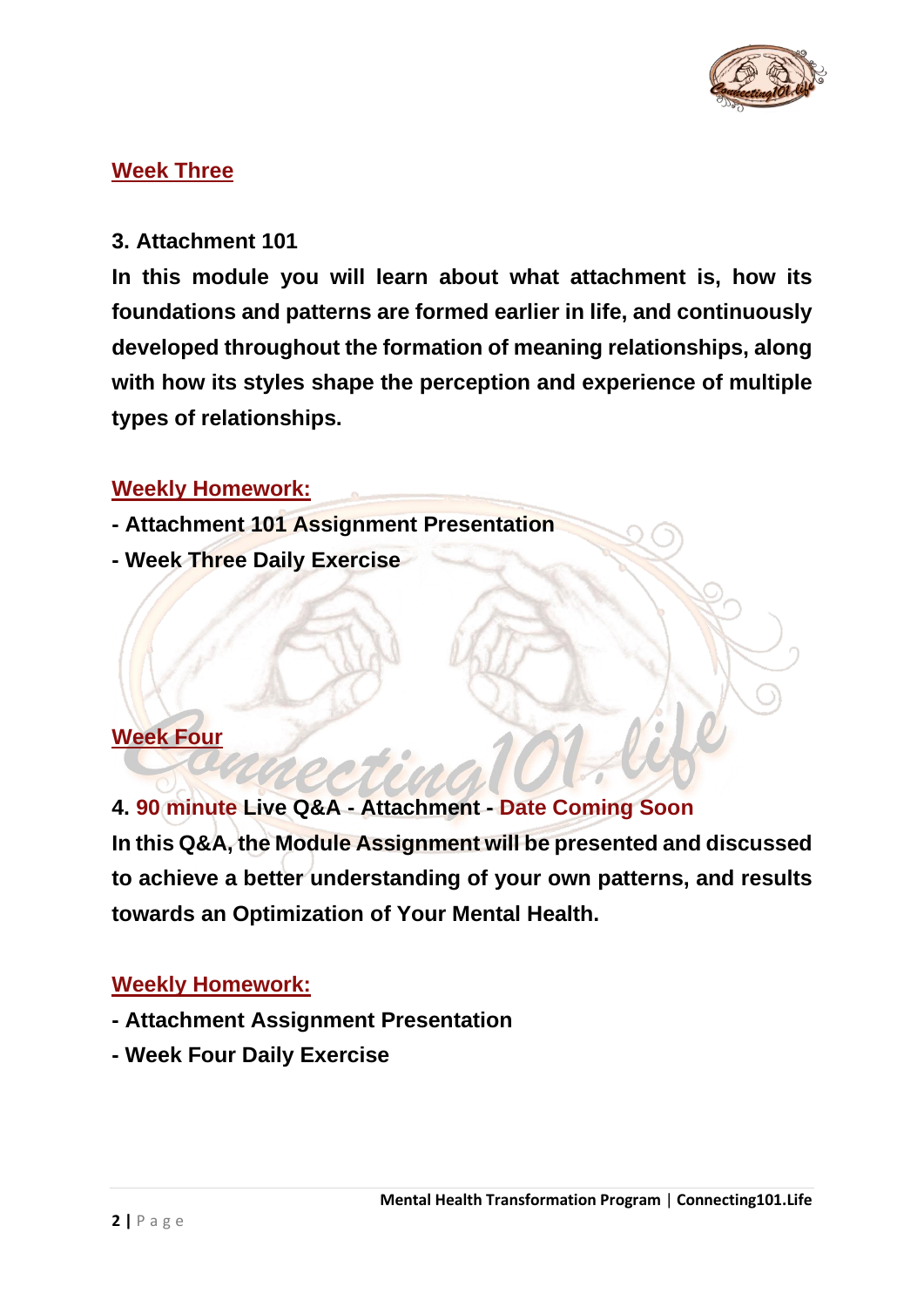## Week Three

**3. Attachment 101**

**In this module you will learn about what attachment is, how its foundations and patterns are formed earlier in life, and continuously developed throughout the formation of meaning relationships, along with how its styles shape the perception and experience of multiple types of relationships.**

### Weekly Homework:

- **Attachment 101 Assignment Presentation**
- **Week Three Daily Exercise**

## Week Four

**4. 90 minute Live Q&A - Attachment - Date Coming Soon**

**In this Q&A, the Module Assignment will be presented and discussed to achieve a better understanding of your own patterns, and results towards an Optimization of Your Mental Health.**

### Weekly Homework:

- **Attachment Assignment Presentation**
- **Week Four Daily Exercise**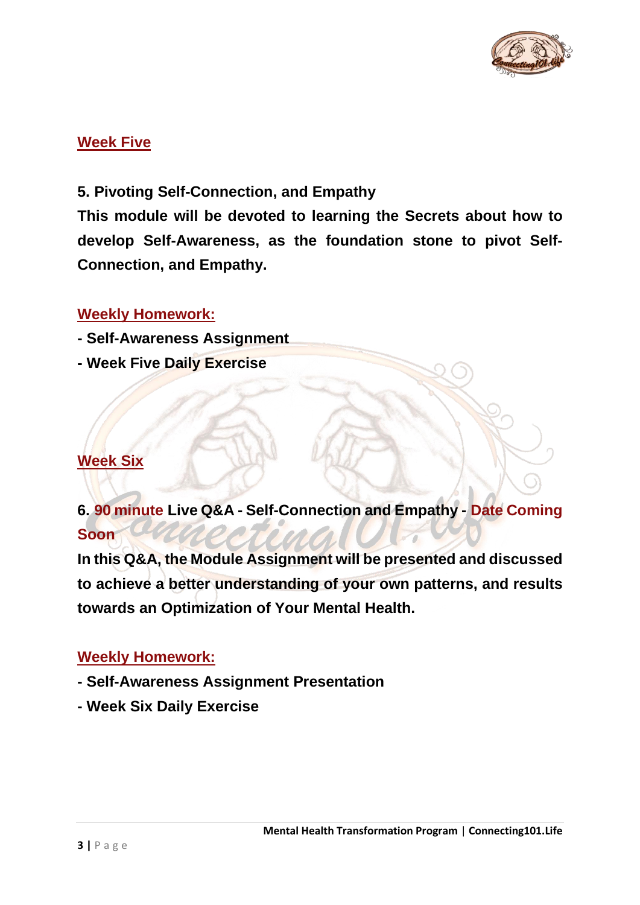## Week Five

**5. Pivoting Self-Connection, and Empathy**

**This module will be devoted to learning the Secrets about how to develop Self-Awareness, as the foundation stone to pivot Self-Connection, and Empathy.**

### Weekly Homework:

- **Self-Awareness Assignment**
- **Week Five Daily Exercise**

## Week Six

**6. 90 minute Live Q&A - Self-Connection and Empathy - Date Coming Soon**

**In this Q&A, the Module Assignment will be presented and discussed to achieve a better understanding of your own patterns, and results towards an Optimization of Your Mental Health.**

### Weekly Homework:

- **Self-Awareness Assignment Presentation**
- **Week Six Daily Exercise**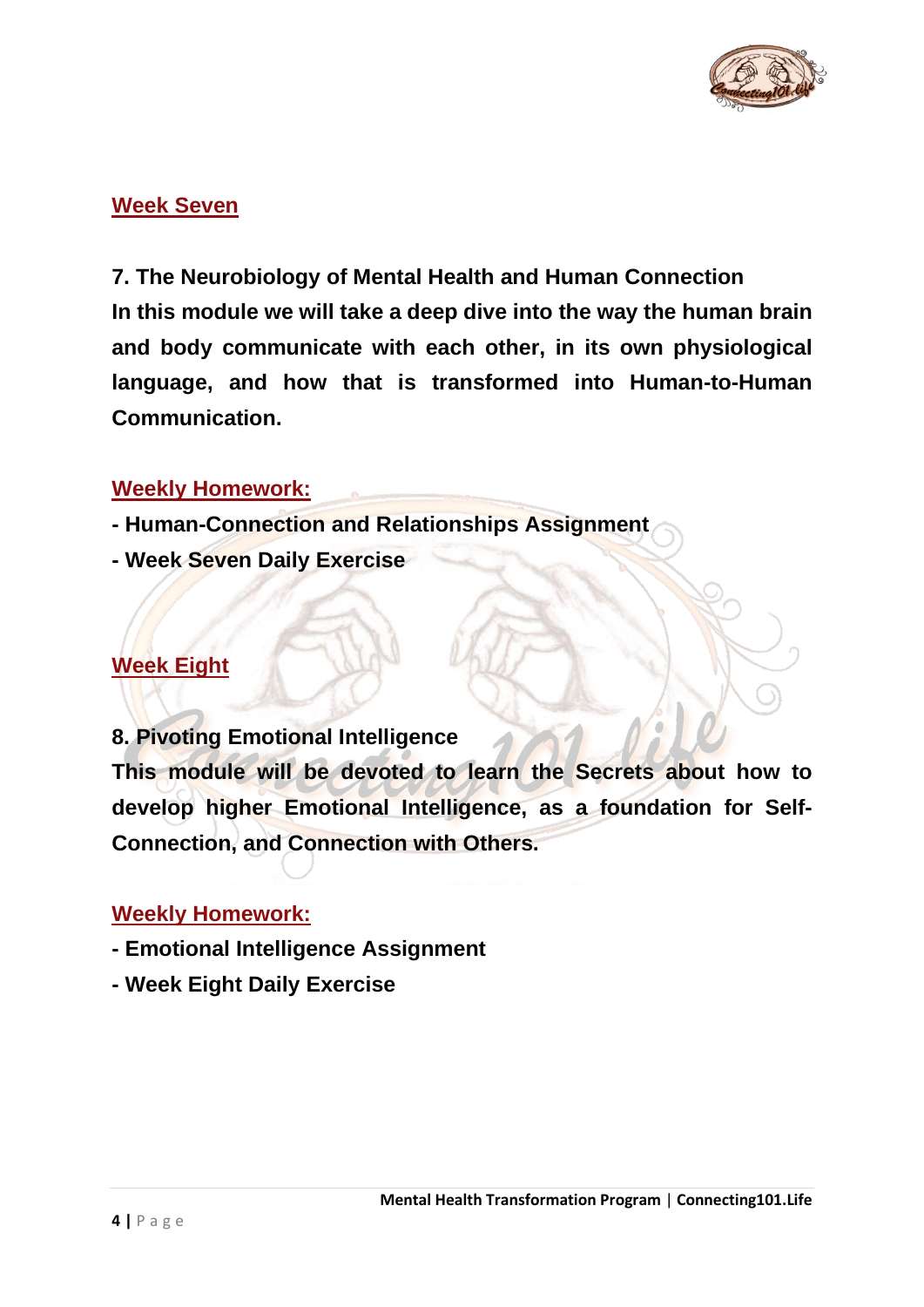## Week Seven

**7. The Neurobiology of Mental Health and Human Connection**

**In this module we will take a deep dive into the way the human brain and body communicate with each other, in its own physiological language, and how that is transformed into Human-to-Human Communication.**

### Weekly Homework:

- **Human-Connection and Relationships Assignment**
- **Week Seven Daily Exercise**

## Week Eight

**8. Pivoting Emotional Intelligence**

**This module will be devoted to learn the Secrets about how to develop higher Emotional Intelligence, as a foundation for Self-Connection, and Connection with Others.**

### Weekly Homework:

- **Emotional Intelligence Assignment**
- **Week Eight Daily Exercise**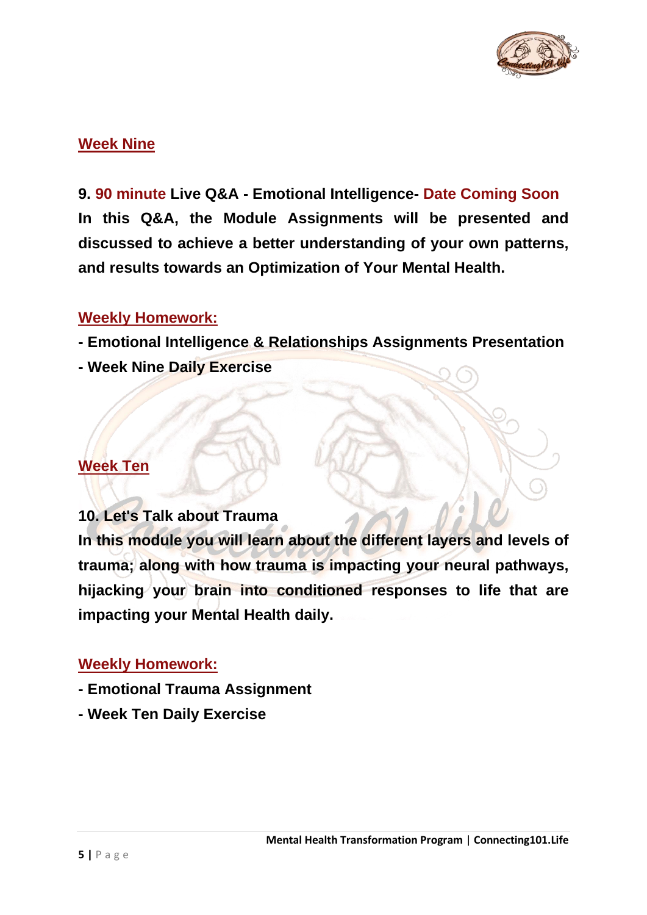## Week Nine

**9. 90 minute Live Q&A - Emotional Intelligence- Date Coming Soon**
**In this Q&A, the Module Assignments will be presented and discussed to achieve a better understanding of your own patterns, and results towards an Optimization of Your Mental Health.**

### Weekly Homework:

- **Emotional Intelligence & Relationships Assignments Presentation**
- **Week Nine Daily Exercise**

## Week Ten

**10. Let's Talk about Trauma**
**In this module you will learn about the different layers and levels of trauma; along with how trauma is impacting your neural pathways, hijacking your brain into conditioned responses to life that are impacting your Mental Health daily.**

### Weekly Homework:

- **Emotional Trauma Assignment**
- **Week Ten Daily Exercise**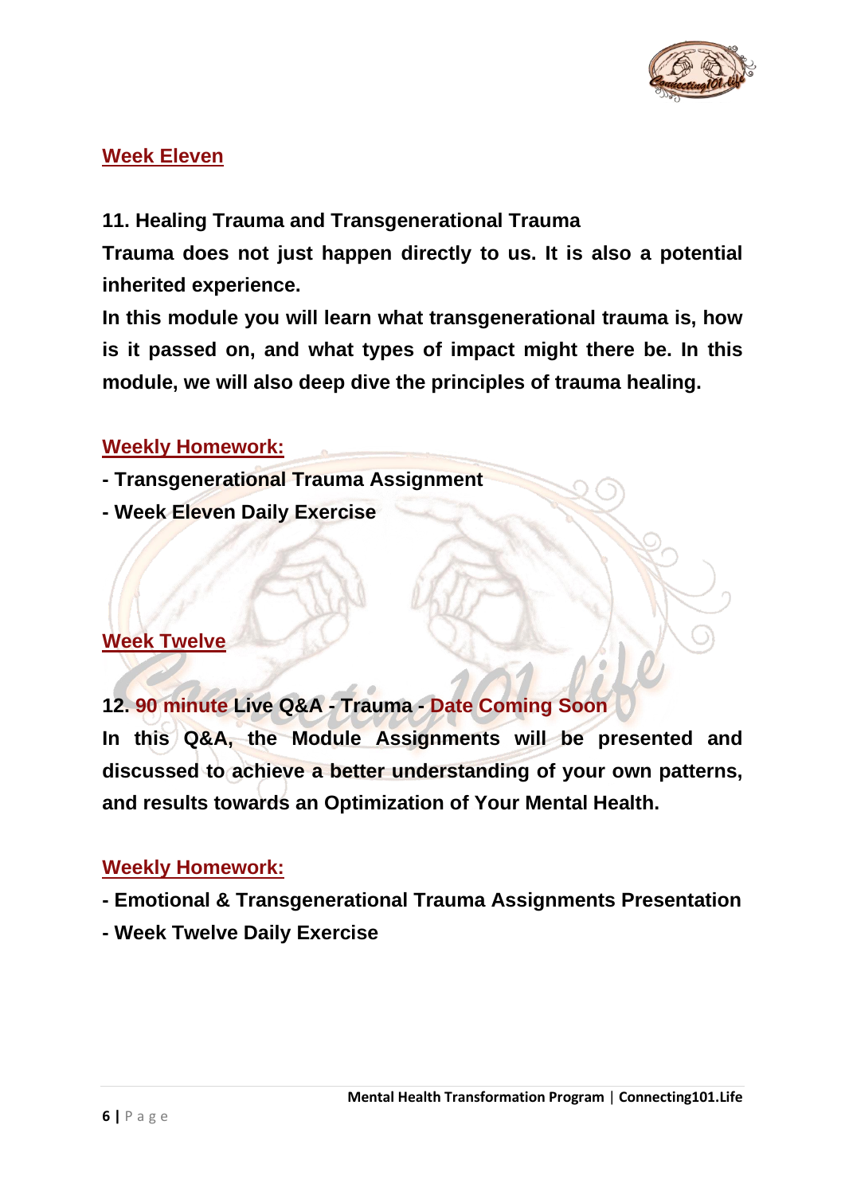## Week Eleven

**11. Healing Trauma and Transgenerational Trauma**

**Trauma does not just happen directly to us. It is also a potential inherited experience.**

**In this module you will learn what transgenerational trauma is, how is it passed on, and what types of impact might there be. In this module, we will also deep dive the principles of trauma healing.**

**Weekly Homework:**

- **Transgenerational Trauma Assignment**
- **Week Eleven Daily Exercise**

## Week Twelve

**12. 90 minute Live Q&A - Trauma - Date Coming Soon**

**In this Q&A, the Module Assignments will be presented and discussed to achieve a better understanding of your own patterns, and results towards an Optimization of Your Mental Health.**

**Weekly Homework:**

- **Emotional & Transgenerational Trauma Assignments Presentation**
- **Week Twelve Daily Exercise**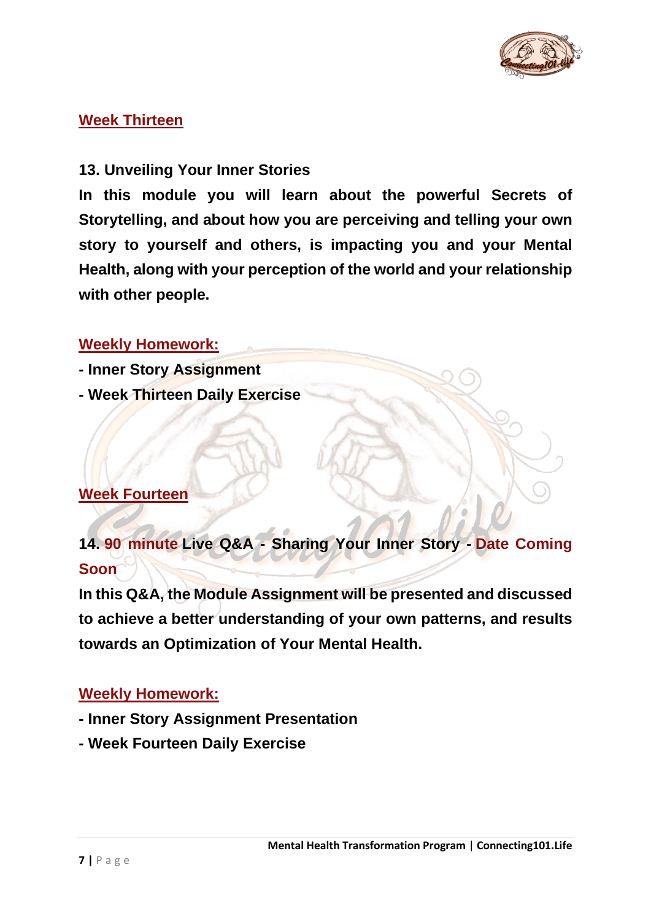## Week Thirteen

**13. Unveiling Your Inner Stories**

**In this module you will learn about the powerful Secrets of Storytelling, and about how you are perceiving and telling your own story to yourself and others, is impacting you and your Mental Health, along with your perception of the world and your relationship with other people.**

**Weekly Homework:**

- **Inner Story Assignment**
- **Week Thirteen Daily Exercise**

## Week Fourteen

**14. 90 minute Live Q&A - Sharing Your Inner Story - Date Coming Soon**

**In this Q&A, the Module Assignment will be presented and discussed to achieve a better understanding of your own patterns, and results towards an Optimization of Your Mental Health.**

**Weekly Homework:**

- **Inner Story Assignment Presentation**
- **Week Fourteen Daily Exercise**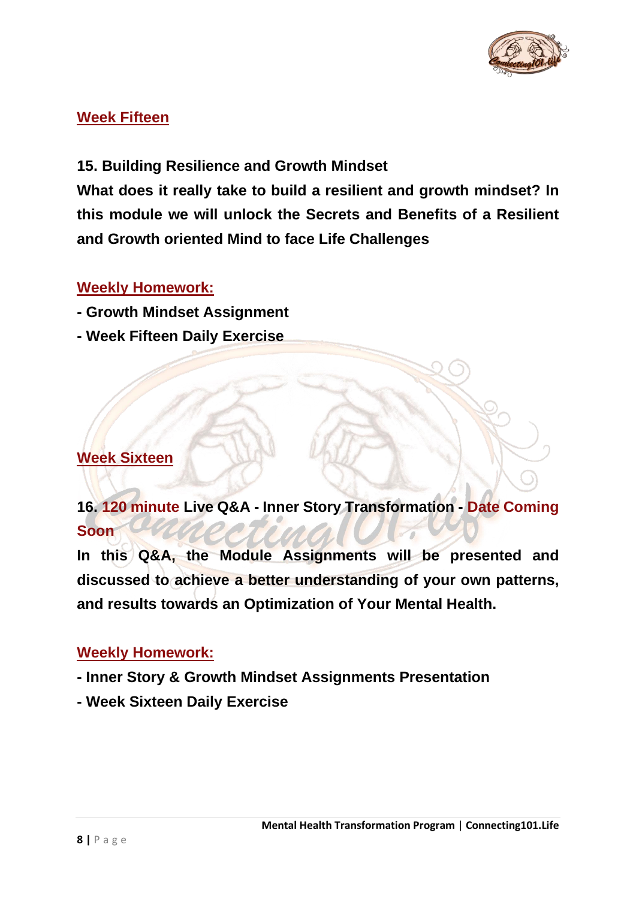## Week Fifteen

**15. Building Resilience and Growth Mindset**

**What does it really take to build a resilient and growth mindset? In this module we will unlock the Secrets and Benefits of a Resilient and Growth oriented Mind to face Life Challenges**

**Weekly Homework:**

- **Growth Mindset Assignment**
- **Week Fifteen Daily Exercise**

## Week Sixteen

**16. 120 minute Live Q&A - Inner Story Transformation - Date Coming Soon**

**In this Q&A, the Module Assignments will be presented and discussed to achieve a better understanding of your own patterns, and results towards an Optimization of Your Mental Health.**

**Weekly Homework:**

- **Inner Story & Growth Mindset Assignments Presentation**
- **Week Sixteen Daily Exercise**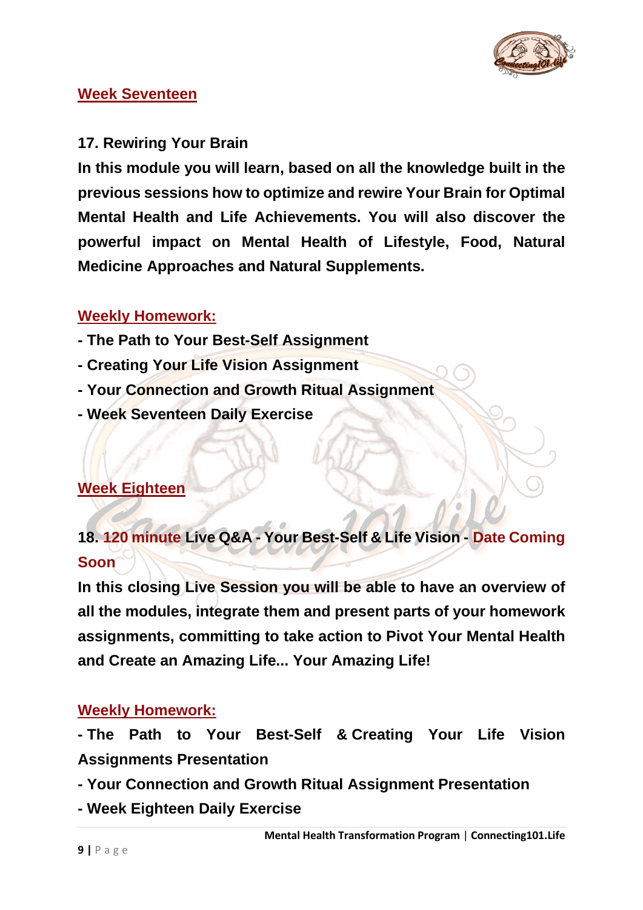## Week Seventeen

**17. Rewiring Your Brain**

**In this module you will learn, based on all the knowledge built in the previous sessions how to optimize and rewire Your Brain for Optimal Mental Health and Life Achievements. You will also discover the powerful impact on Mental Health of Lifestyle, Food, Natural Medicine Approaches and Natural Supplements.**

**Weekly Homework:**

- **The Path to Your Best-Self Assignment**
- **Creating Your Life Vision Assignment**
- **Your Connection and Growth Ritual Assignment**
- **Week Seventeen Daily Exercise**

## Week Eighteen

**18. 120 minute Live Q&A - Your Best-Self & Life Vision - Date Coming Soon**

**In this closing Live Session you will be able to have an overview of all the modules, integrate them and present parts of your homework assignments, committing to take action to Pivot Your Mental Health and Create an Amazing Life... Your Amazing Life!**

**Weekly Homework:**

- **The Path to Your Best-Self & Creating Your Life Vision Assignments Presentation**
- **Your Connection and Growth Ritual Assignment Presentation**
- **Week Eighteen Daily Exercise**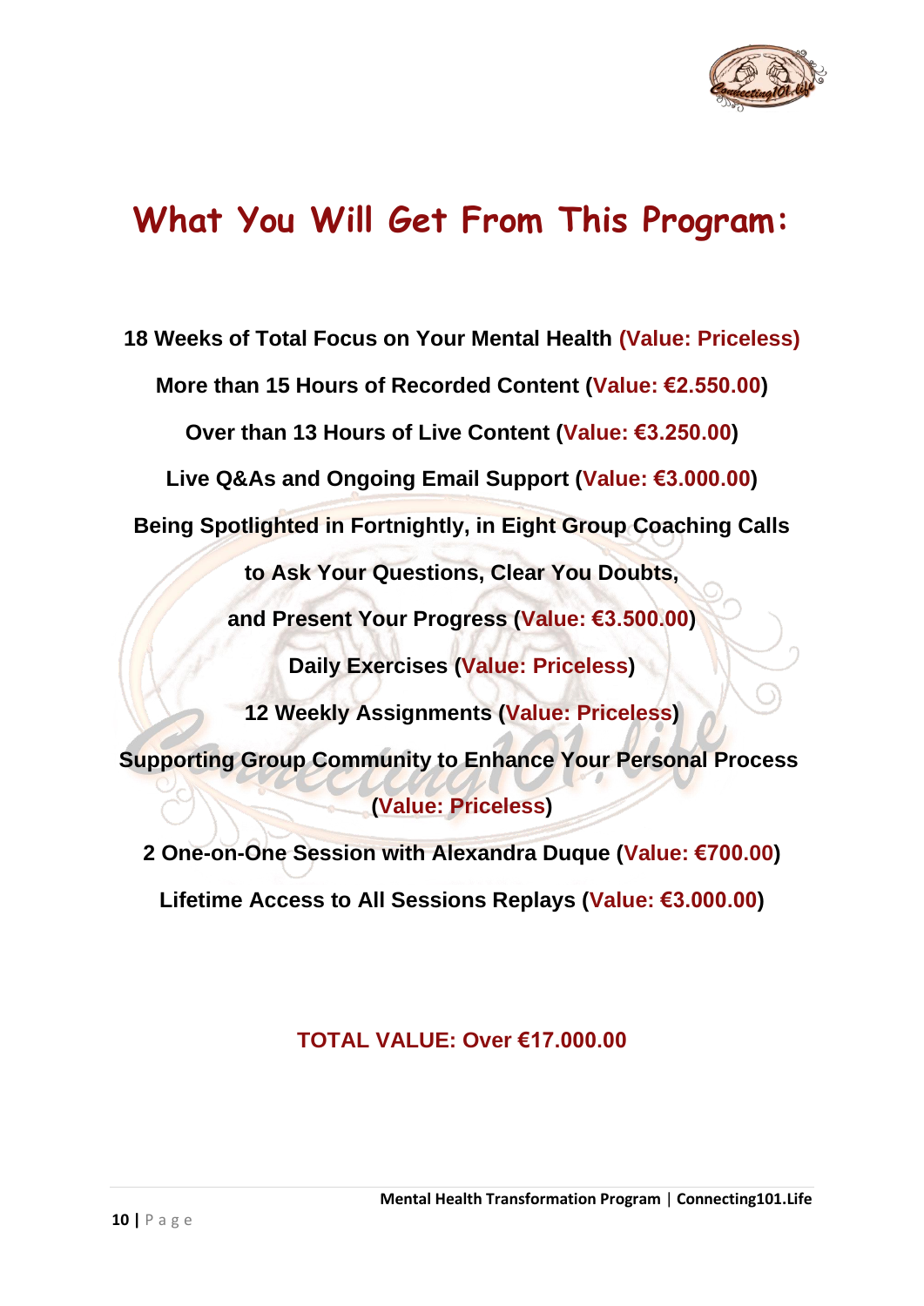# What You Will Get From This Program:

**18 Weeks of Total Focus on Your Mental Health (Value: Priceless)**

**More than 15 Hours of Recorded Content (Value: €2.550.00)**

**Over than 13 Hours of Live Content (Value: €3.250.00)**

**Live Q&As and Ongoing Email Support (Value: €3.000.00)**

**Being Spotlighted in Fortnightly, in Eight Group Coaching Calls**

**to Ask Your Questions, Clear You Doubts,**

**and Present Your Progress (Value: €3.500.00)**

**Daily Exercises (Value: Priceless)**

**12 Weekly Assignments (Value: Priceless)**

**Supporting Group Community to Enhance Your Personal Process (Value: Priceless)**

**2 One-on-One Session with Alexandra Duque (Value: €700.00)**

**Lifetime Access to All Sessions Replays (Value: €3.000.00)**

**TOTAL VALUE: Over €17.000.00**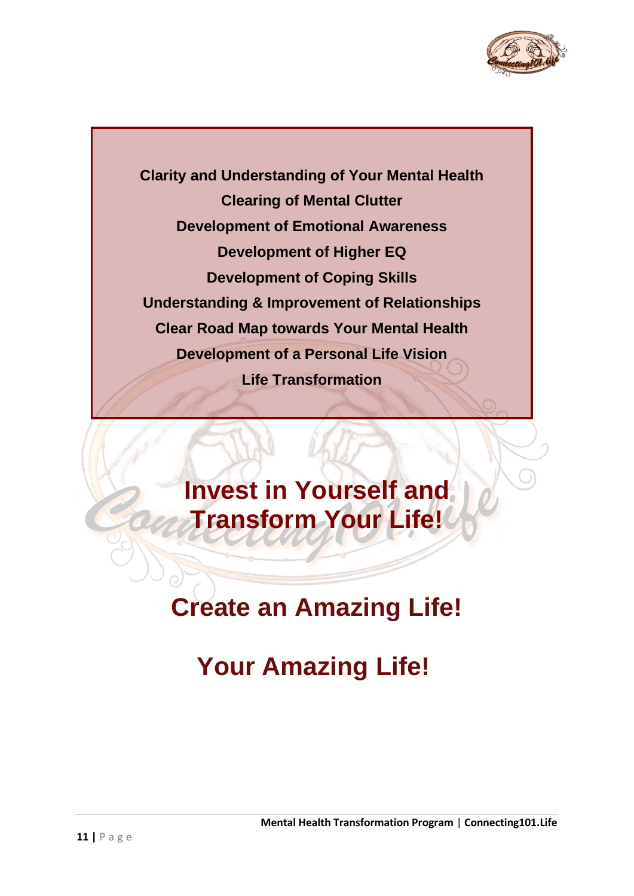**Clarity and Understanding of Your Mental Health**

**Clearing of Mental Clutter**

**Development of Emotional Awareness**

**Development of Higher EQ**

**Development of Coping Skills**

**Understanding & Improvement of Relationships**

**Clear Road Map towards Your Mental Health**

**Development of a Personal Life Vision**

**Life Transformation**

# Invest in Yourself and Transform Your Life!

# Create an Amazing Life!

# Your Amazing Life!